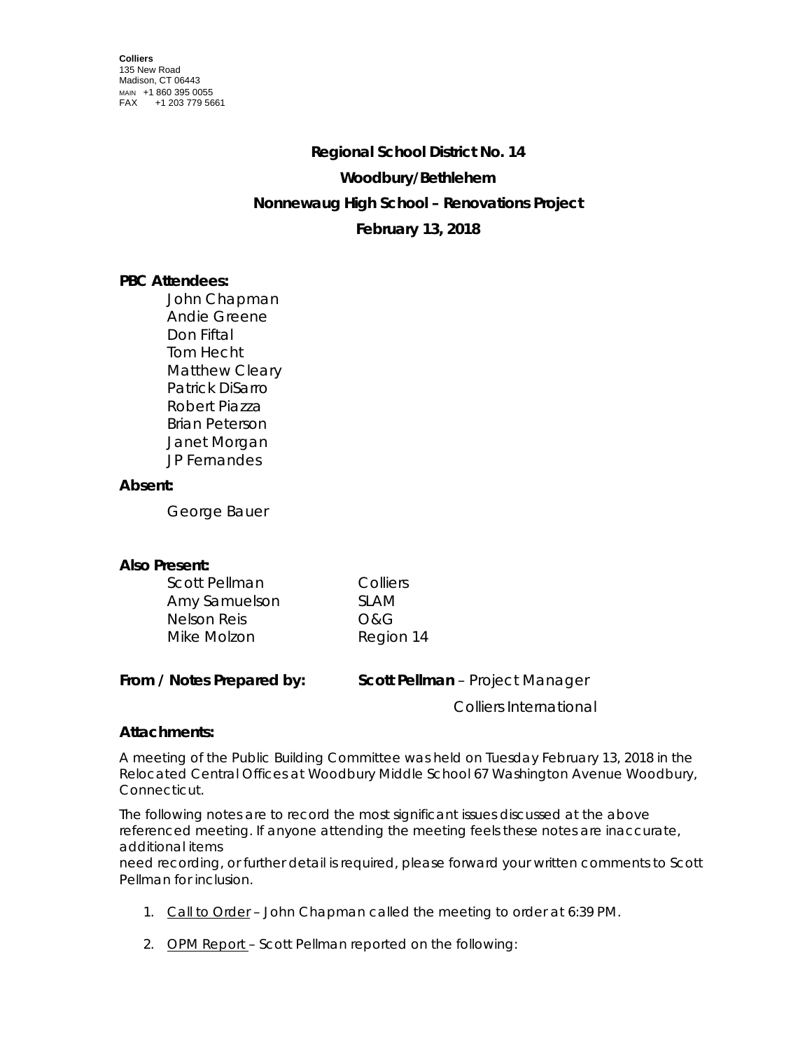**Colliers**
135 New Road
Madison, CT 06443
MAIN +1 860 395 0055
FAX +1 203 779 5661

## Regional School District No. 14

## Woodbury/Bethlehem

## Nonnewaug High School – Renovations Project

## February 13, 2018

**PBC Attendees:**

John Chapman
Andie Greene
Don Fiftal
Tom Hecht
Matthew Cleary
Patrick DiSarro
Robert Piazza
Brian Peterson
Janet Morgan
JP Fernandes

**Absent:**

George Bauer

**Also Present:**

| | |
|---|---|
| Scott Pellman | Colliers |
| Amy Samuelson | SLAM |
| Nelson Reis | O&G |
| Mike Molzon | Region 14 |

**From / Notes Prepared by:** **Scott Pellman** – Project Manager
Colliers International

**Attachments:**

A meeting of the Public Building Committee was held on Tuesday February 13, 2018 in the Relocated Central Offices at Woodbury Middle School 67 Washington Avenue Woodbury, Connecticut.

The following notes are to record the most significant issues discussed at the above referenced meeting. If anyone attending the meeting feels these notes are inaccurate, additional items
need recording, or further detail is required, please forward your written comments to Scott Pellman for inclusion.

1. Call to Order – John Chapman called the meeting to order at 6:39 PM.

2. OPM Report – Scott Pellman reported on the following: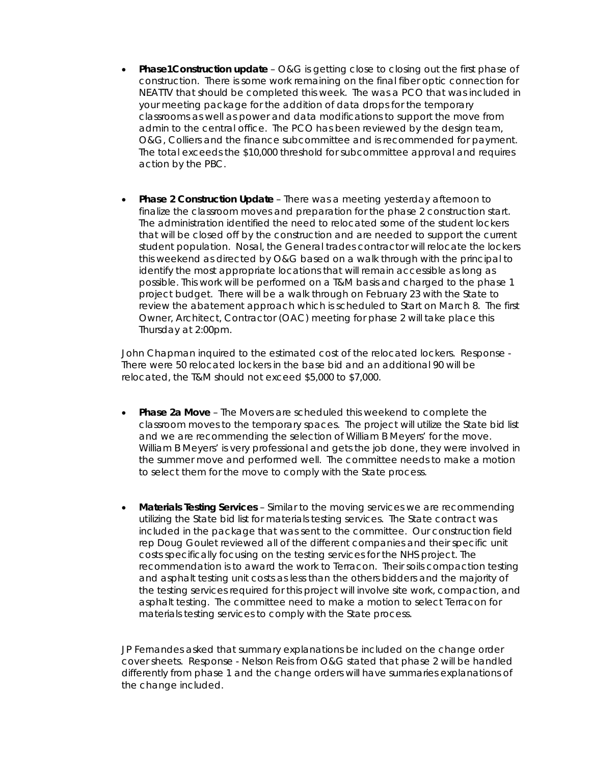- **Phase1Construction update** – O&G is getting close to closing out the first phase of construction. There is some work remaining on the final fiber optic connection for NEATTV that should be completed this week. The was a PCO that was included in your meeting package for the addition of data drops for the temporary classrooms as well as power and data modifications to support the move from admin to the central office. The PCO has been reviewed by the design team, O&G, Colliers and the finance subcommittee and is recommended for payment. The total exceeds the $10,000 threshold for subcommittee approval and requires action by the PBC.

- **Phase 2 Construction Update** – There was a meeting yesterday afternoon to finalize the classroom moves and preparation for the phase 2 construction start. The administration identified the need to relocated some of the student lockers that will be closed off by the construction and are needed to support the current student population. Nosal, the General trades contractor will relocate the lockers this weekend as directed by O&G based on a walk through with the principal to identify the most appropriate locations that will remain accessible as long as possible. This work will be performed on a T&M basis and charged to the phase 1 project budget. There will be a walk through on February 23 with the State to review the abatement approach which is scheduled to Start on March 8. The first Owner, Architect, Contractor (OAC) meeting for phase 2 will take place this Thursday at 2:00pm.

John Chapman inquired to the estimated cost of the relocated lockers. Response - There were 50 relocated lockers in the base bid and an additional 90 will be relocated, the T&M should not exceed $5,000 to $7,000.

- **Phase 2a Move** – The Movers are scheduled this weekend to complete the classroom moves to the temporary spaces. The project will utilize the State bid list and we are recommending the selection of William B Meyers' for the move. William B Meyers' is very professional and gets the job done, they were involved in the summer move and performed well. The committee needs to make a motion to select them for the move to comply with the State process.

- **Materials Testing Services** – Similar to the moving services we are recommending utilizing the State bid list for materials testing services. The State contract was included in the package that was sent to the committee. Our construction field rep Doug Goulet reviewed all of the different companies and their specific unit costs specifically focusing on the testing services for the NHS project. The recommendation is to award the work to Terracon. Their soils compaction testing and asphalt testing unit costs as less than the others bidders and the majority of the testing services required for this project will involve site work, compaction, and asphalt testing. The committee need to make a motion to select Terracon for materials testing services to comply with the State process.

JP Fernandes asked that summary explanations be included on the change order cover sheets. Response - Nelson Reis from O&G stated that phase 2 will be handled differently from phase 1 and the change orders will have summaries explanations of the change included.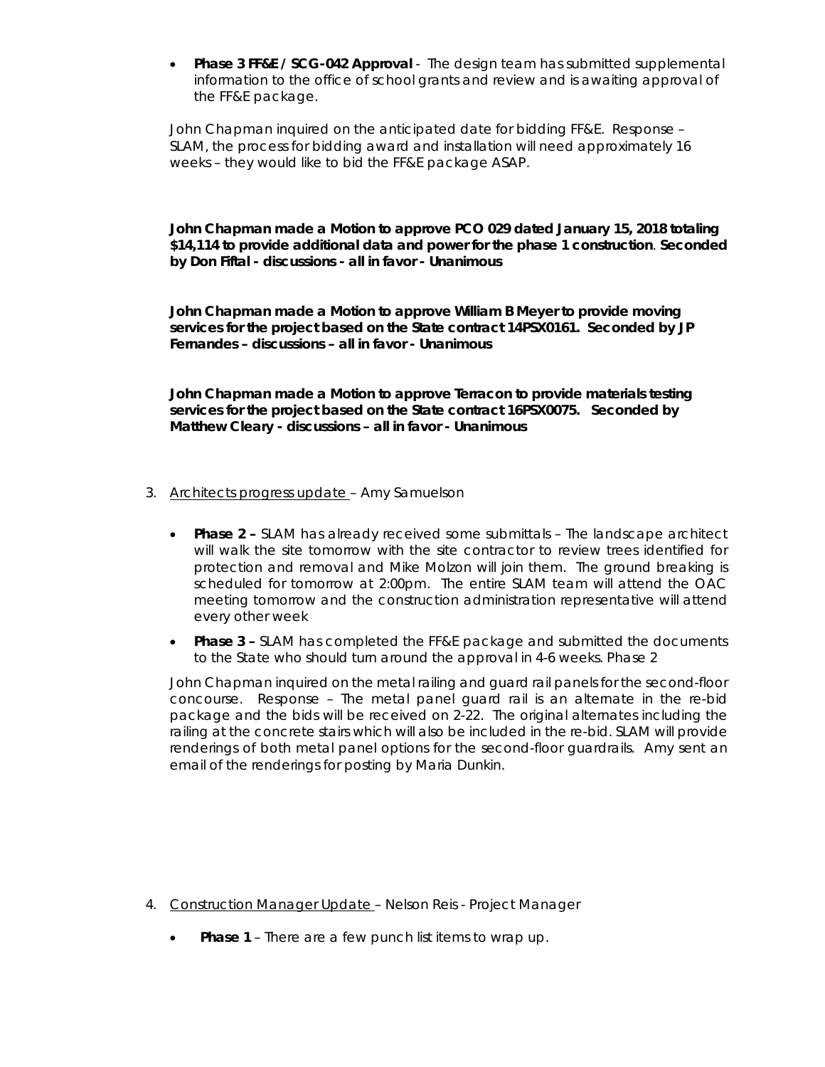- **Phase 3 FF&E / SCG-042 Approval** - The design team has submitted supplemental information to the office of school grants and review and is awaiting approval of the FF&E package.

John Chapman inquired on the anticipated date for bidding FF&E. Response – SLAM, the process for bidding award and installation will need approximately 16 weeks – they would like to bid the FF&E package ASAP.

**John Chapman made a Motion to approve PCO 029 dated January 15, 2018 totaling $14,114 to provide additional data and power for the phase 1 construction. Seconded by Don Fiftal - discussions - all in favor - Unanimous**

**John Chapman made a Motion to approve William B Meyer to provide moving services for the project based on the State contract 14PSX0161. Seconded by JP Fernandes – discussions – all in favor - Unanimous**

**John Chapman made a Motion to approve Terracon to provide materials testing services for the project based on the State contract 16PSX0075. Seconded by Matthew Cleary - discussions – all in favor - Unanimous**

3. <u>Architects progress update</u> – Amy Samuelson

   - **Phase 2 –** SLAM has already received some submittals – The landscape architect will walk the site tomorrow with the site contractor to review trees identified for protection and removal and Mike Molzon will join them. The ground breaking is scheduled for tomorrow at 2:00pm. The entire SLAM team will attend the OAC meeting tomorrow and the construction administration representative will attend every other week
   - **Phase 3 –** SLAM has completed the FF&E package and submitted the documents to the State who should turn around the approval in 4-6 weeks. Phase 2

   John Chapman inquired on the metal railing and guard rail panels for the second-floor concourse. Response – The metal panel guard rail is an alternate in the re-bid package and the bids will be received on 2-22. The original alternates including the railing at the concrete stairs which will also be included in the re-bid. SLAM will provide renderings of both metal panel options for the second-floor guardrails. Amy sent an email of the renderings for posting by Maria Dunkin.

4. <u>Construction Manager Update</u> – Nelson Reis - Project Manager

   - **Phase 1** – There are a few punch list items to wrap up.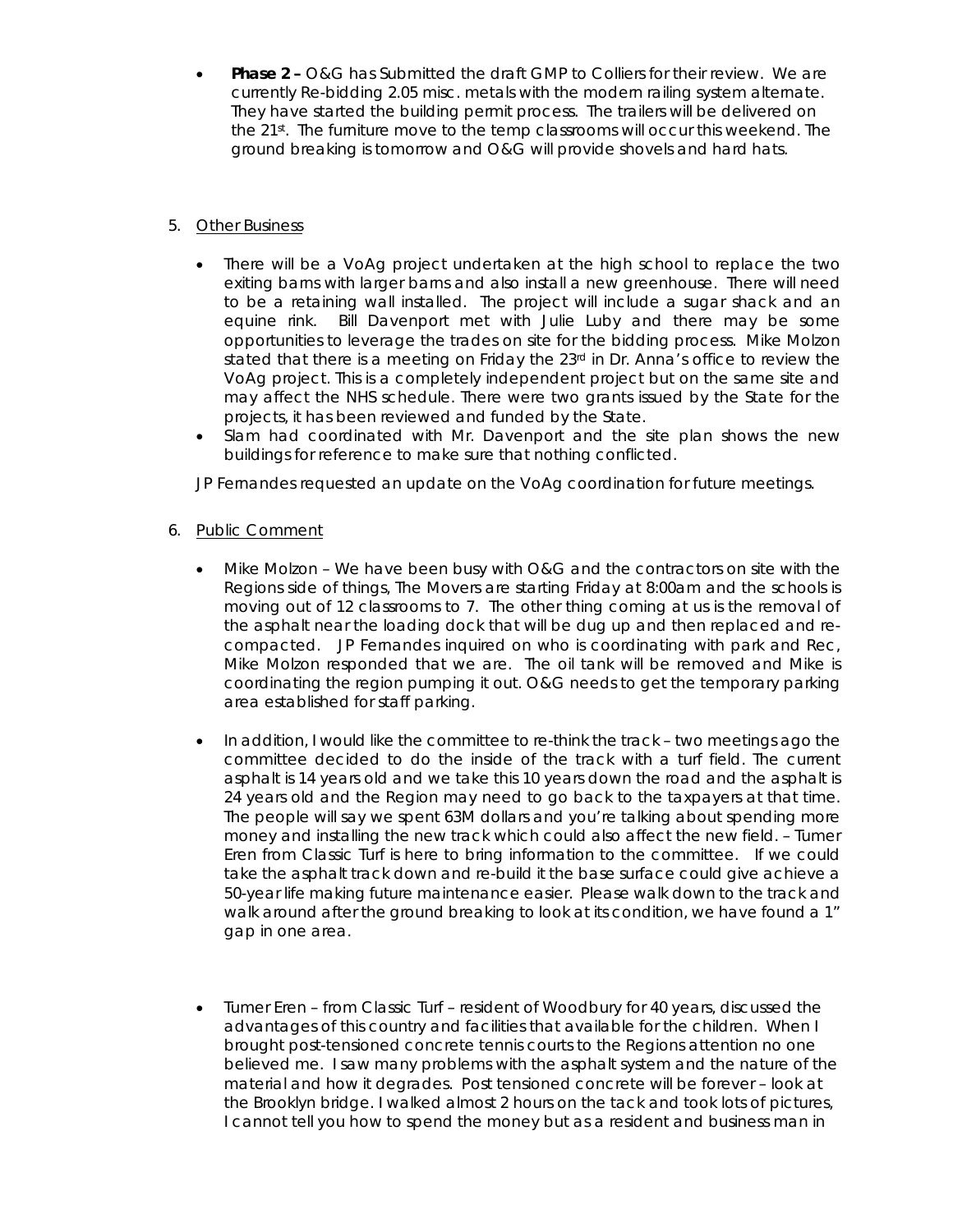- **Phase 2 –** O&G has Submitted the draft GMP to Colliers for their review. We are currently Re-bidding 2.05 misc. metals with the modern railing system alternate. They have started the building permit process. The trailers will be delivered on the 21st. The furniture move to the temp classrooms will occur this weekend. The ground breaking is tomorrow and O&G will provide shovels and hard hats.

5. Other Business

   - There will be a VoAg project undertaken at the high school to replace the two exiting barns with larger barns and also install a new greenhouse. There will need to be a retaining wall installed. The project will include a sugar shack and an equine rink. Bill Davenport met with Julie Luby and there may be some opportunities to leverage the trades on site for the bidding process. Mike Molzon stated that there is a meeting on Friday the 23rd in Dr. Anna's office to review the VoAg project. This is a completely independent project but on the same site and may affect the NHS schedule. There were two grants issued by the State for the projects, it has been reviewed and funded by the State.
   - Slam had coordinated with Mr. Davenport and the site plan shows the new buildings for reference to make sure that nothing conflicted.

   JP Fernandes requested an update on the VoAg coordination for future meetings.

6. Public Comment

   - Mike Molzon – We have been busy with O&G and the contractors on site with the Regions side of things, The Movers are starting Friday at 8:00am and the schools is moving out of 12 classrooms to 7. The other thing coming at us is the removal of the asphalt near the loading dock that will be dug up and then replaced and re-compacted. JP Fernandes inquired on who is coordinating with park and Rec, Mike Molzon responded that we are. The oil tank will be removed and Mike is coordinating the region pumping it out. O&G needs to get the temporary parking area established for staff parking.

   - In addition, I would like the committee to re-think the track – two meetings ago the committee decided to do the inside of the track with a turf field. The current asphalt is 14 years old and we take this 10 years down the road and the asphalt is 24 years old and the Region may need to go back to the taxpayers at that time. The people will say we spent 63M dollars and you're talking about spending more money and installing the new track which could also affect the new field. – Tumer Eren from Classic Turf is here to bring information to the committee. If we could take the asphalt track down and re-build it the base surface could give achieve a 50-year life making future maintenance easier. Please walk down to the track and walk around after the ground breaking to look at its condition, we have found a 1" gap in one area.

   - Tumer Eren – from Classic Turf – resident of Woodbury for 40 years, discussed the advantages of this country and facilities that available for the children. When I brought post-tensioned concrete tennis courts to the Regions attention no one believed me. I saw many problems with the asphalt system and the nature of the material and how it degrades. Post tensioned concrete will be forever – look at the Brooklyn bridge. I walked almost 2 hours on the tack and took lots of pictures, I cannot tell you how to spend the money but as a resident and business man in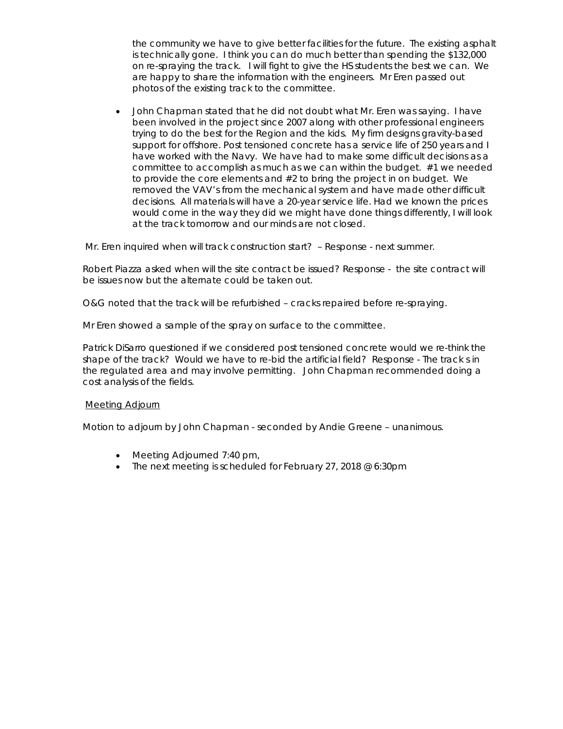the community we have to give better facilities for the future. The existing asphalt is technically gone. I think you can do much better than spending the $132,000 on re-spraying the track. I will fight to give the HS students the best we can. We are happy to share the information with the engineers. Mr Eren passed out photos of the existing track to the committee.

- John Chapman stated that he did not doubt what Mr. Eren was saying. I have been involved in the project since 2007 along with other professional engineers trying to do the best for the Region and the kids. My firm designs gravity-based support for offshore. Post tensioned concrete has a service life of 250 years and I have worked with the Navy. We have had to make some difficult decisions as a committee to accomplish as much as we can within the budget. #1 we needed to provide the core elements and #2 to bring the project in on budget. We removed the VAV's from the mechanical system and have made other difficult decisions. All materials will have a 20-year service life. Had we known the prices would come in the way they did we might have done things differently, I will look at the track tomorrow and our minds are not closed.

Mr. Eren inquired when will track construction start? – Response - next summer.

Robert Piazza asked when will the site contract be issued? Response - the site contract will be issues now but the alternate could be taken out.

O&G noted that the track will be refurbished – cracks repaired before re-spraying.

Mr Eren showed a sample of the spray on surface to the committee.

Patrick DiSarro questioned if we considered post tensioned concrete would we re-think the shape of the track? Would we have to re-bid the artificial field? Response - The track s in the regulated area and may involve permitting. John Chapman recommended doing a cost analysis of the fields.

<u>Meeting Adjourn</u>

Motion to adjourn by John Chapman - seconded by Andie Greene – unanimous.

- Meeting Adjourned 7:40 pm,
- The next meeting is scheduled for February 27, 2018 @ 6:30pm